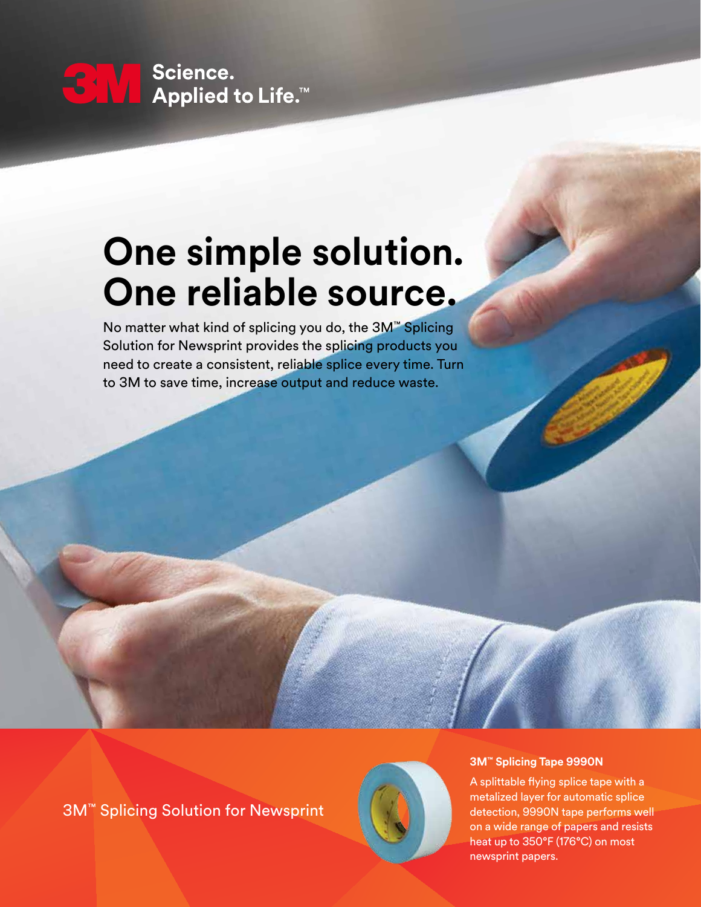3M Science. Applied to Life.™

# One simple solution. One reliable source.

No matter what kind of splicing you do, the 3M™ Splicing Solution for Newsprint provides the splicing products you need to create a consistent, reliable splice every time. Turn to 3M to save time, increase output and reduce waste.

3M™ Splicing Solution for Newsprint

**3M™ Splicing Tape 9990N**

A splittable flying splice tape with a metalized layer for automatic splice detection, 9990N tape performs well on a wide range of papers and resists heat up to 350°F (176°C) on most newsprint papers.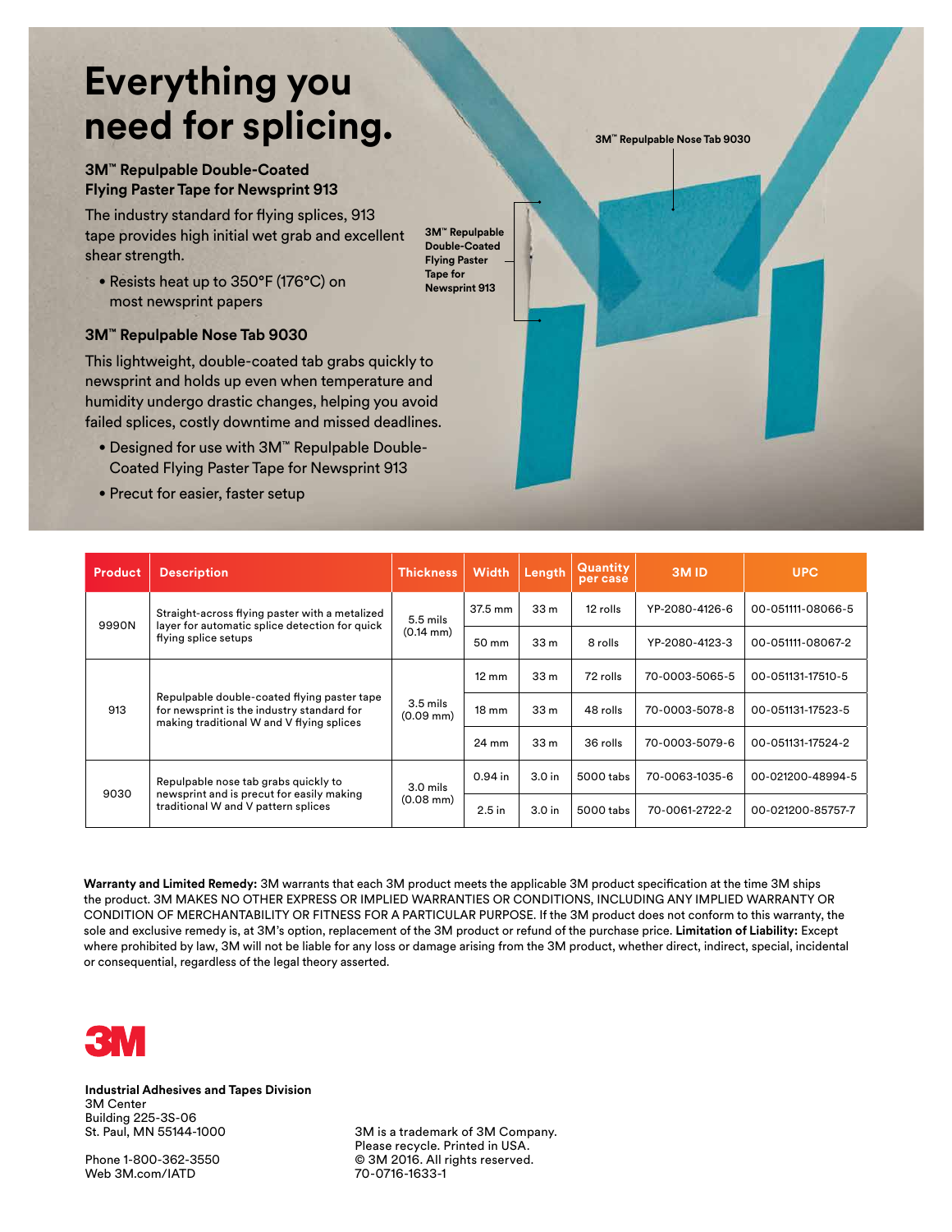# Everything you need for splicing.

### 3M™ Repulpable Double-Coated Flying Paster Tape for Newsprint 913

The industry standard for flying splices, 913 tape provides high initial wet grab and excellent shear strength.

- Resists heat up to 350°F (176°C) on most newsprint papers

### 3M™ Repulpable Nose Tab 9030

This lightweight, double-coated tab grabs quickly to newsprint and holds up even when temperature and humidity undergo drastic changes, helping you avoid failed splices, costly downtime and missed deadlines.

- Designed for use with 3M™ Repulpable Double-Coated Flying Paster Tape for Newsprint 913
- Precut for easier, faster setup

3M™ Repulpable Nose Tab 9030

3M™ Repulpable Double-Coated Flying Paster Tape for Newsprint 913

| Product | Description | Thickness | Width | Length | Quantity per case | 3M ID | UPC |
|---|---|---|---|---|---|---|---|
| 9990N | Straight-across flying paster with a metalized layer for automatic splice detection for quick flying splice setups | 5.5 mils (0.14 mm) | 37.5 mm | 33 m | 12 rolls | YP-2080-4126-6 | 00-051111-08066-5 |
| | | | 50 mm | 33 m | 8 rolls | YP-2080-4123-3 | 00-051111-08067-2 |
| 913 | Repulpable double-coated flying paster tape for newsprint is the industry standard for making traditional W and V flying splices | 3.5 mils (0.09 mm) | 12 mm | 33 m | 72 rolls | 70-0003-5065-5 | 00-051131-17510-5 |
| | | | 18 mm | 33 m | 48 rolls | 70-0003-5078-8 | 00-051131-17523-5 |
| | | | 24 mm | 33 m | 36 rolls | 70-0003-5079-6 | 00-051131-17524-2 |
| 9030 | Repulpable nose tab grabs quickly to newsprint and is precut for easily making traditional W and V pattern splices | 3.0 mils (0.08 mm) | 0.94 in | 3.0 in | 5000 tabs | 70-0063-1035-6 | 00-021200-48994-5 |
| | | | 2.5 in | 3.0 in | 5000 tabs | 70-0061-2722-2 | 00-021200-85757-7 |

**Warranty and Limited Remedy:** 3M warrants that each 3M product meets the applicable 3M product specification at the time 3M ships the product. 3M MAKES NO OTHER EXPRESS OR IMPLIED WARRANTIES OR CONDITIONS, INCLUDING ANY IMPLIED WARRANTY OR CONDITION OF MERCHANTABILITY OR FITNESS FOR A PARTICULAR PURPOSE. If the 3M product does not conform to this warranty, the sole and exclusive remedy is, at 3M's option, replacement of the 3M product or refund of the purchase price. **Limitation of Liability:** Except where prohibited by law, 3M will not be liable for any loss or damage arising from the 3M product, whether direct, indirect, special, incidental or consequential, regardless of the legal theory asserted.

3M

**Industrial Adhesives and Tapes Division**
3M Center
Building 225-3S-06
St. Paul, MN 55144-1000

Phone 1-800-362-3550
Web 3M.com/IATD

3M is a trademark of 3M Company.
Please recycle. Printed in USA.
© 3M 2016. All rights reserved.
70-0716-1633-1